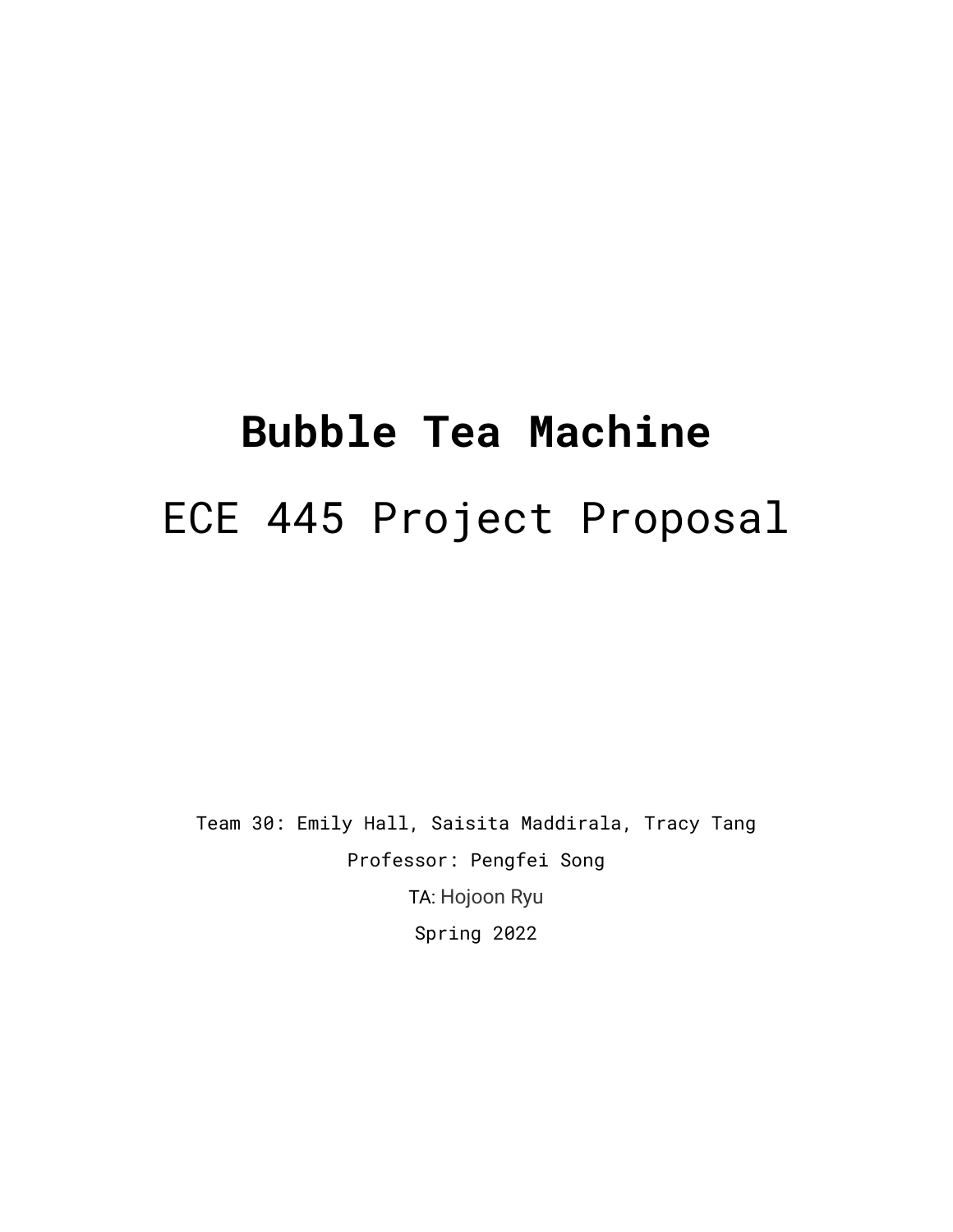# Bubble Tea Machine

## ECE 445 Project Proposal

Team 30: Emily Hall, Saisita Maddirala, Tracy Tang

Professor: Pengfei Song

TA: Hojoon Ryu

Spring 2022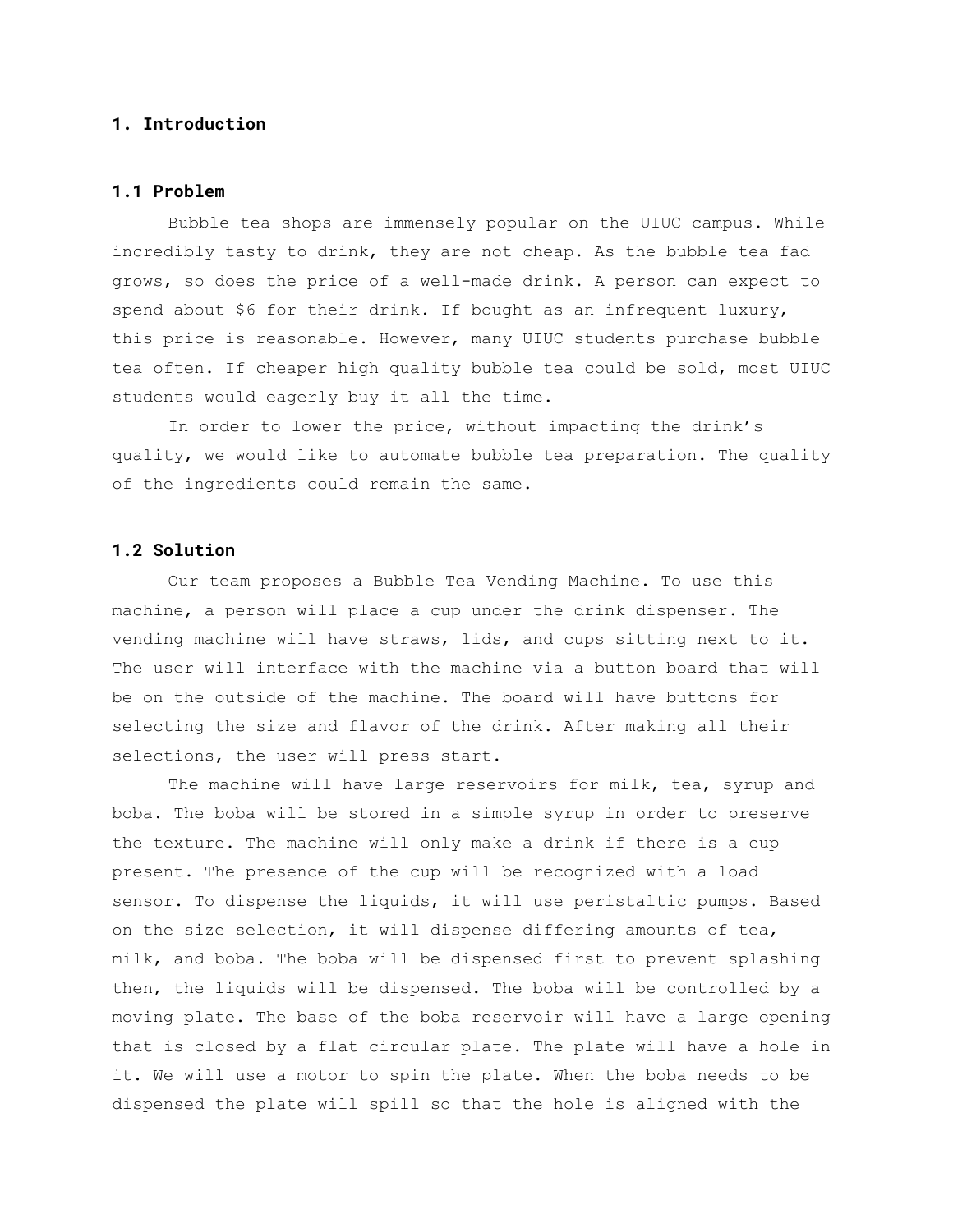# 1. Introduction

## 1.1 Problem

Bubble tea shops are immensely popular on the UIUC campus. While incredibly tasty to drink, they are not cheap. As the bubble tea fad grows, so does the price of a well-made drink. A person can expect to spend about $6 for their drink. If bought as an infrequent luxury, this price is reasonable. However, many UIUC students purchase bubble tea often. If cheaper high quality bubble tea could be sold, most UIUC students would eagerly buy it all the time.

In order to lower the price, without impacting the drink's quality, we would like to automate bubble tea preparation. The quality of the ingredients could remain the same.

## 1.2 Solution

Our team proposes a Bubble Tea Vending Machine. To use this machine, a person will place a cup under the drink dispenser. The vending machine will have straws, lids, and cups sitting next to it. The user will interface with the machine via a button board that will be on the outside of the machine. The board will have buttons for selecting the size and flavor of the drink. After making all their selections, the user will press start.

The machine will have large reservoirs for milk, tea, syrup and boba. The boba will be stored in a simple syrup in order to preserve the texture. The machine will only make a drink if there is a cup present. The presence of the cup will be recognized with a load sensor. To dispense the liquids, it will use peristaltic pumps. Based on the size selection, it will dispense differing amounts of tea, milk, and boba. The boba will be dispensed first to prevent splashing then, the liquids will be dispensed. The boba will be controlled by a moving plate. The base of the boba reservoir will have a large opening that is closed by a flat circular plate. The plate will have a hole in it. We will use a motor to spin the plate. When the boba needs to be dispensed the plate will spill so that the hole is aligned with the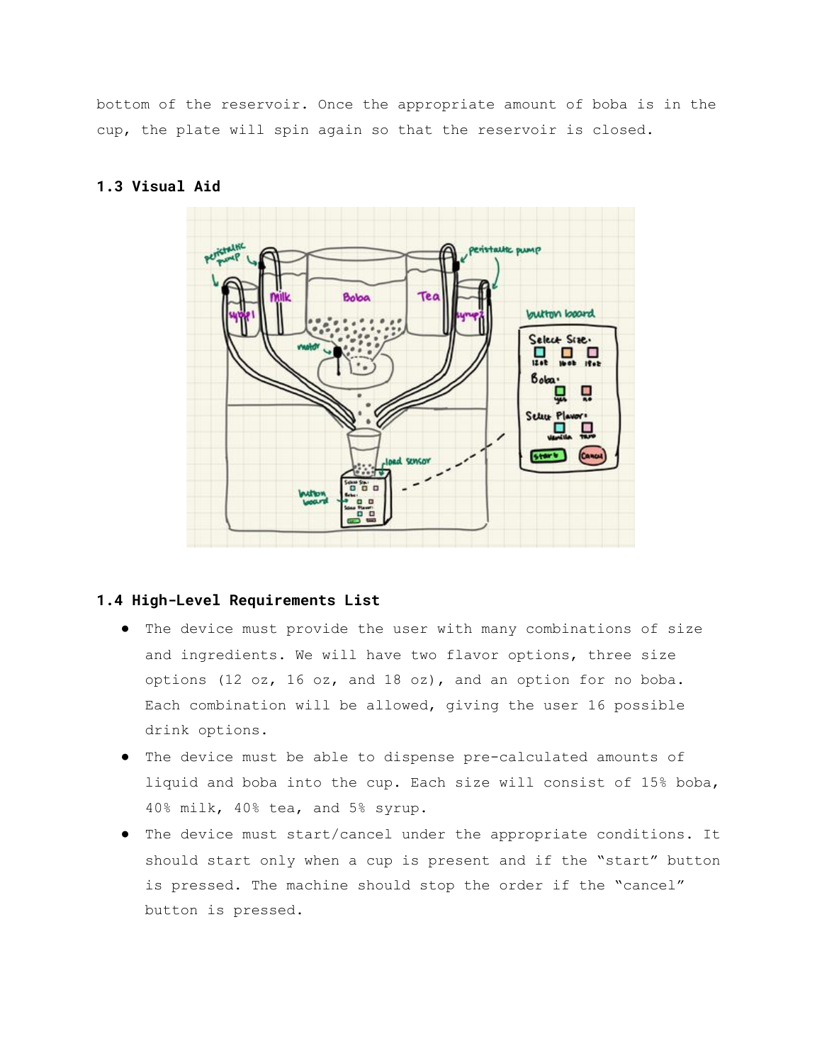bottom of the reservoir. Once the appropriate amount of boba is in the cup, the plate will spin again so that the reservoir is closed.

### 1.3 Visual Aid

### 1.4 High-Level Requirements List

- The device must provide the user with many combinations of size and ingredients. We will have two flavor options, three size options (12 oz, 16 oz, and 18 oz), and an option for no boba. Each combination will be allowed, giving the user 16 possible drink options.
- The device must be able to dispense pre-calculated amounts of liquid and boba into the cup. Each size will consist of 15% boba, 40% milk, 40% tea, and 5% syrup.
- The device must start/cancel under the appropriate conditions. It should start only when a cup is present and if the "start" button is pressed. The machine should stop the order if the "cancel" button is pressed.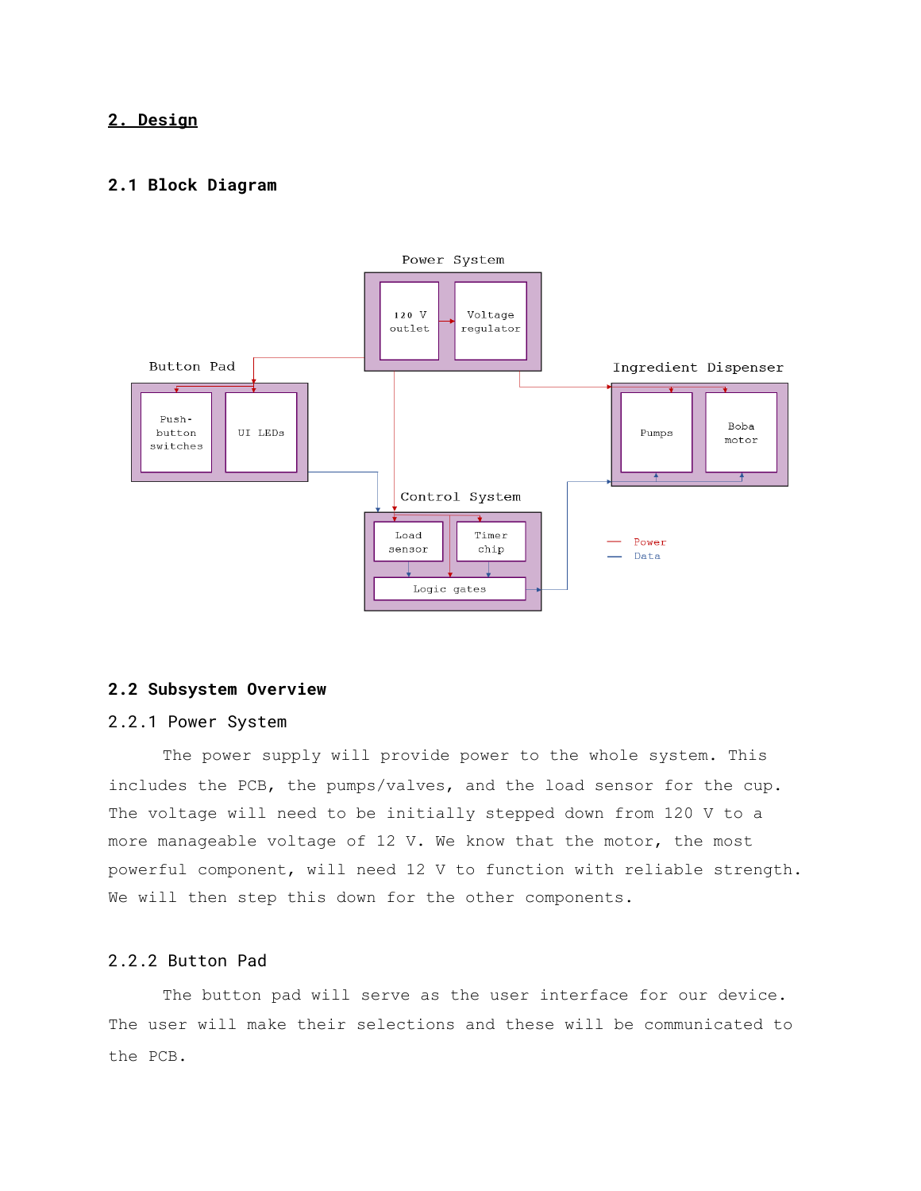## 2. Design

### 2.1 Block Diagram

### 2.2 Subsystem Overview

#### 2.2.1 Power System

The power supply will provide power to the whole system. This includes the PCB, the pumps/valves, and the load sensor for the cup. The voltage will need to be initially stepped down from 120 V to a more manageable voltage of 12 V. We know that the motor, the most powerful component, will need 12 V to function with reliable strength. We will then step this down for the other components.

#### 2.2.2 Button Pad

The button pad will serve as the user interface for our device. The user will make their selections and these will be communicated to the PCB.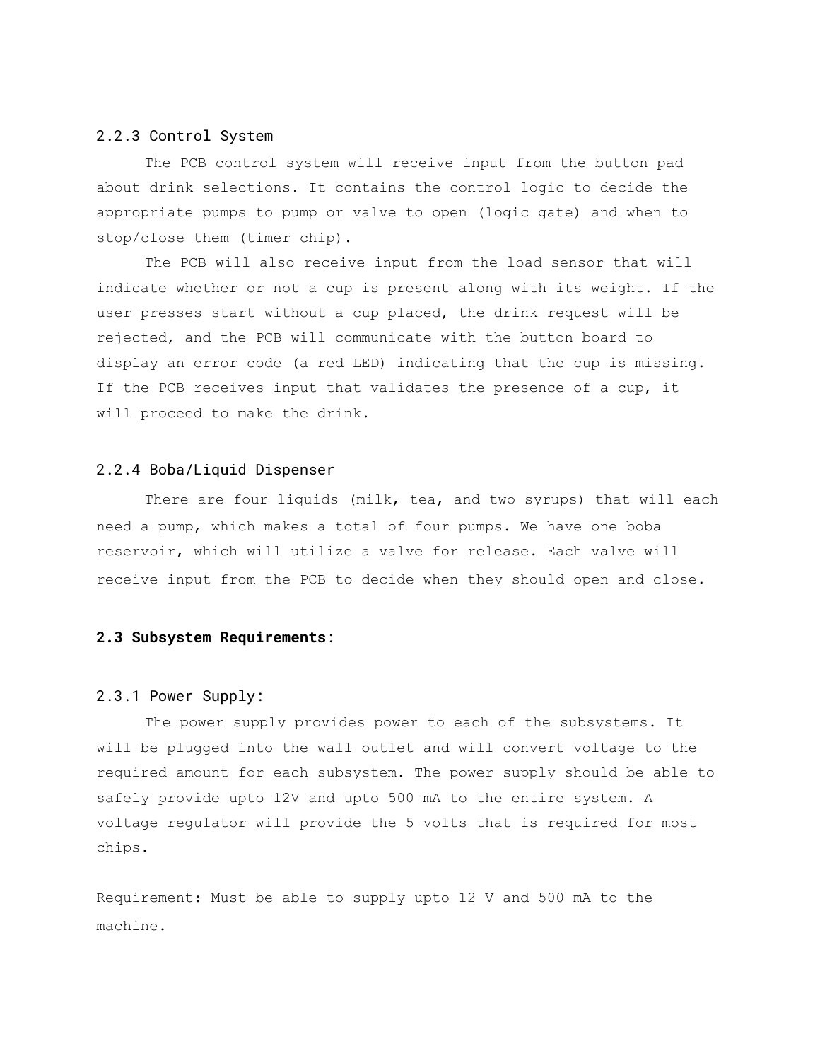### 2.2.3 Control System

The PCB control system will receive input from the button pad about drink selections. It contains the control logic to decide the appropriate pumps to pump or valve to open (logic gate) and when to stop/close them (timer chip).

The PCB will also receive input from the load sensor that will indicate whether or not a cup is present along with its weight. If the user presses start without a cup placed, the drink request will be rejected, and the PCB will communicate with the button board to display an error code (a red LED) indicating that the cup is missing. If the PCB receives input that validates the presence of a cup, it will proceed to make the drink.

### 2.2.4 Boba/Liquid Dispenser

There are four liquids (milk, tea, and two syrups) that will each need a pump, which makes a total of four pumps. We have one boba reservoir, which will utilize a valve for release. Each valve will receive input from the PCB to decide when they should open and close.

## **2.3 Subsystem Requirements**:

### 2.3.1 Power Supply:

The power supply provides power to each of the subsystems. It will be plugged into the wall outlet and will convert voltage to the required amount for each subsystem. The power supply should be able to safely provide upto 12V and upto 500 mA to the entire system. A voltage regulator will provide the 5 volts that is required for most chips.

Requirement: Must be able to supply upto 12 V and 500 mA to the machine.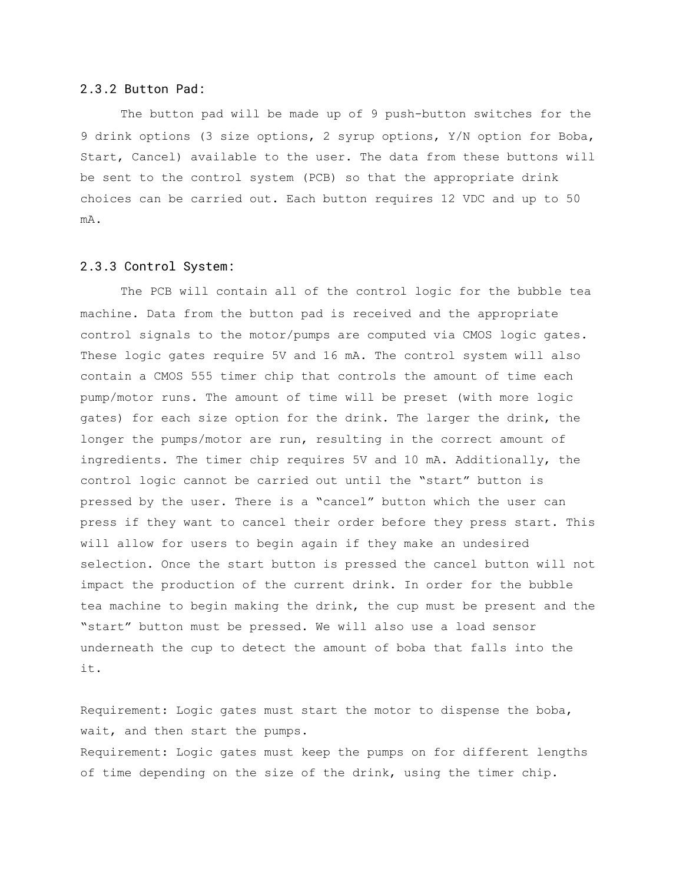### 2.3.2 Button Pad:

The button pad will be made up of 9 push-button switches for the 9 drink options (3 size options, 2 syrup options, Y/N option for Boba, Start, Cancel) available to the user. The data from these buttons will be sent to the control system (PCB) so that the appropriate drink choices can be carried out. Each button requires 12 VDC and up to 50 mA.

### 2.3.3 Control System:

The PCB will contain all of the control logic for the bubble tea machine. Data from the button pad is received and the appropriate control signals to the motor/pumps are computed via CMOS logic gates. These logic gates require 5V and 16 mA. The control system will also contain a CMOS 555 timer chip that controls the amount of time each pump/motor runs. The amount of time will be preset (with more logic gates) for each size option for the drink. The larger the drink, the longer the pumps/motor are run, resulting in the correct amount of ingredients. The timer chip requires 5V and 10 mA. Additionally, the control logic cannot be carried out until the “start” button is pressed by the user. There is a “cancel” button which the user can press if they want to cancel their order before they press start. This will allow for users to begin again if they make an undesired selection. Once the start button is pressed the cancel button will not impact the production of the current drink. In order for the bubble tea machine to begin making the drink, the cup must be present and the “start” button must be pressed. We will also use a load sensor underneath the cup to detect the amount of boba that falls into the it.

Requirement: Logic gates must start the motor to dispense the boba, wait, and then start the pumps.
Requirement: Logic gates must keep the pumps on for different lengths of time depending on the size of the drink, using the timer chip.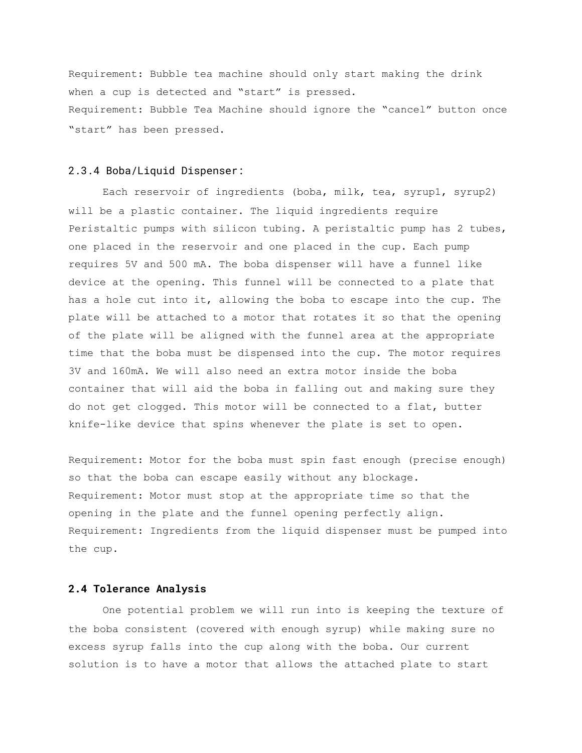Requirement: Bubble tea machine should only start making the drink when a cup is detected and “start” is pressed.
Requirement: Bubble Tea Machine should ignore the “cancel” button once “start” has been pressed.

### 2.3.4 Boba/Liquid Dispenser:

Each reservoir of ingredients (boba, milk, tea, syrup1, syrup2) will be a plastic container. The liquid ingredients require Peristaltic pumps with silicon tubing. A peristaltic pump has 2 tubes, one placed in the reservoir and one placed in the cup. Each pump requires 5V and 500 mA. The boba dispenser will have a funnel like device at the opening. This funnel will be connected to a plate that has a hole cut into it, allowing the boba to escape into the cup. The plate will be attached to a motor that rotates it so that the opening of the plate will be aligned with the funnel area at the appropriate time that the boba must be dispensed into the cup. The motor requires 3V and 160mA. We will also need an extra motor inside the boba container that will aid the boba in falling out and making sure they do not get clogged. This motor will be connected to a flat, butter knife-like device that spins whenever the plate is set to open.

Requirement: Motor for the boba must spin fast enough (precise enough) so that the boba can escape easily without any blockage.
Requirement: Motor must stop at the appropriate time so that the opening in the plate and the funnel opening perfectly align.
Requirement: Ingredients from the liquid dispenser must be pumped into the cup.

### 2.4 Tolerance Analysis

One potential problem we will run into is keeping the texture of the boba consistent (covered with enough syrup) while making sure no excess syrup falls into the cup along with the boba. Our current solution is to have a motor that allows the attached plate to start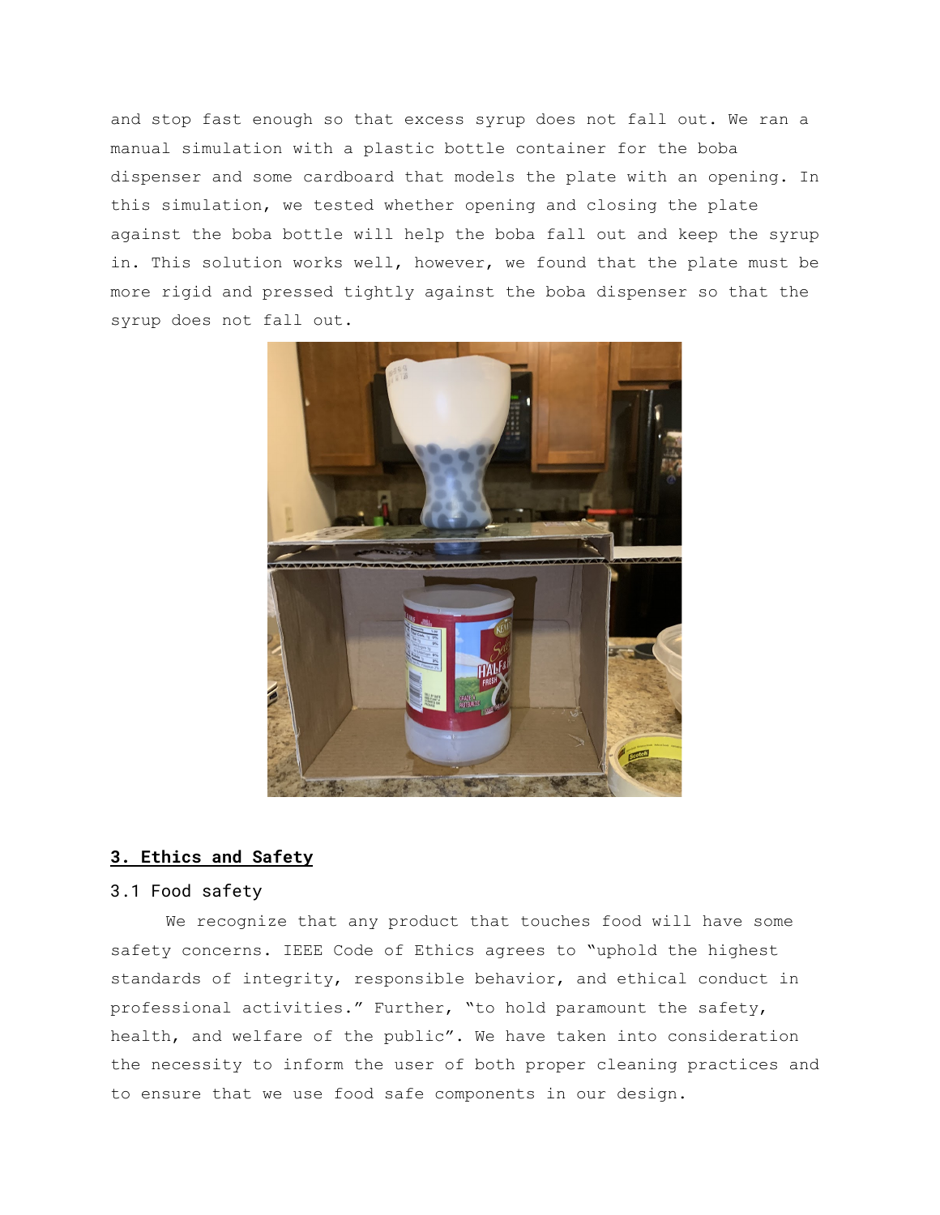and stop fast enough so that excess syrup does not fall out. We ran a manual simulation with a plastic bottle container for the boba dispenser and some cardboard that models the plate with an opening. In this simulation, we tested whether opening and closing the plate against the boba bottle will help the boba fall out and keep the syrup in. This solution works well, however, we found that the plate must be more rigid and pressed tightly against the boba dispenser so that the syrup does not fall out.

## 3. Ethics and Safety

### 3.1 Food safety

We recognize that any product that touches food will have some safety concerns. IEEE Code of Ethics agrees to "uphold the highest standards of integrity, responsible behavior, and ethical conduct in professional activities." Further, "to hold paramount the safety, health, and welfare of the public". We have taken into consideration the necessity to inform the user of both proper cleaning practices and to ensure that we use food safe components in our design.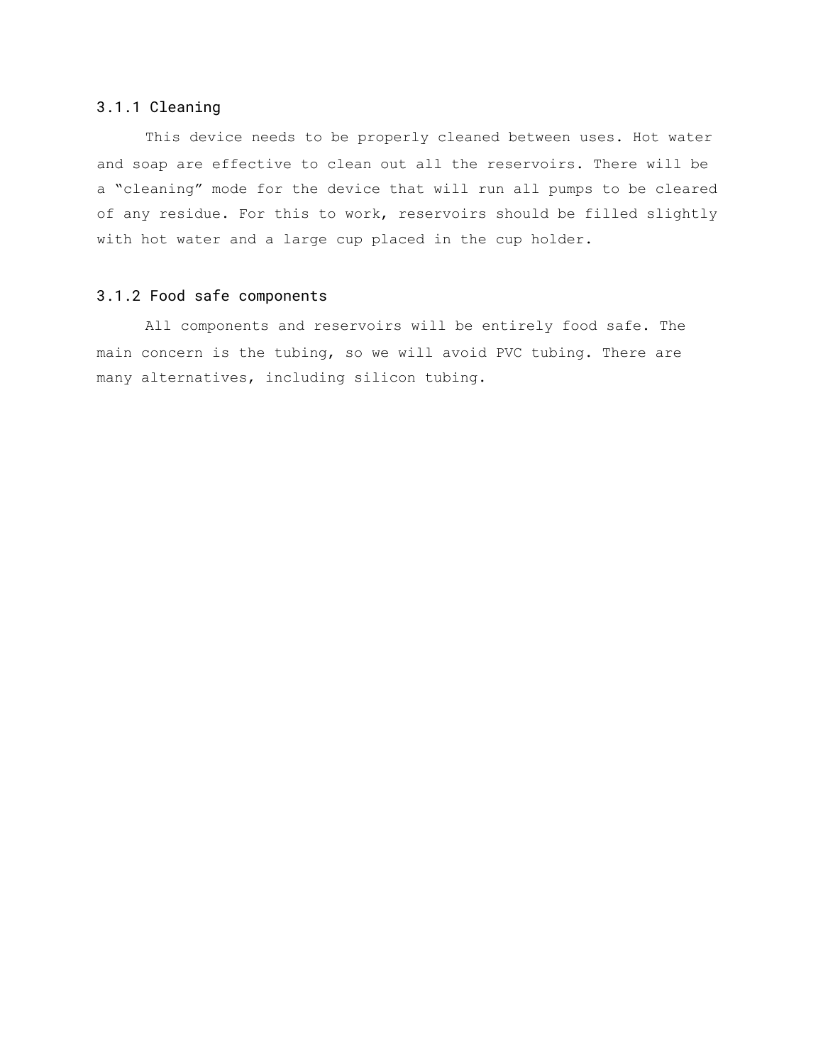### 3.1.1 Cleaning

This device needs to be properly cleaned between uses. Hot water and soap are effective to clean out all the reservoirs. There will be a “cleaning” mode for the device that will run all pumps to be cleared of any residue. For this to work, reservoirs should be filled slightly with hot water and a large cup placed in the cup holder.

### 3.1.2 Food safe components

All components and reservoirs will be entirely food safe. The main concern is the tubing, so we will avoid PVC tubing. There are many alternatives, including silicon tubing.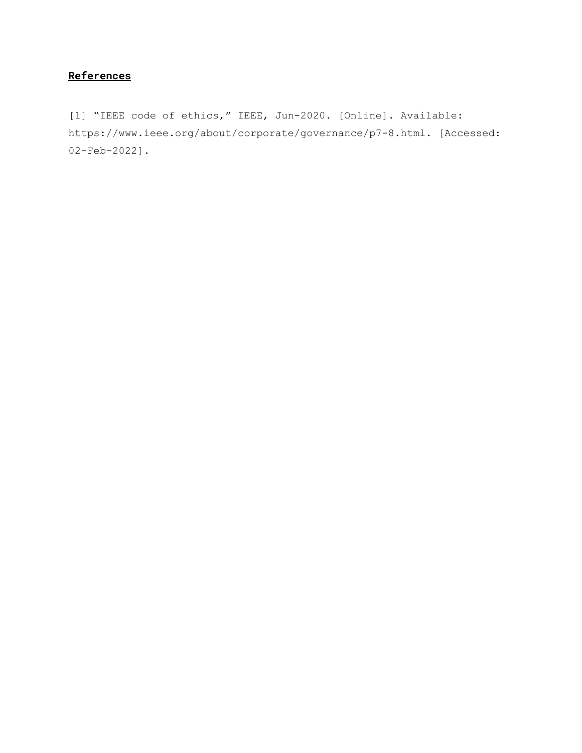## References

[1] "IEEE code of ethics," IEEE, Jun-2020. [Online]. Available: https://www.ieee.org/about/corporate/governance/p7-8.html. [Accessed: 02-Feb-2022].